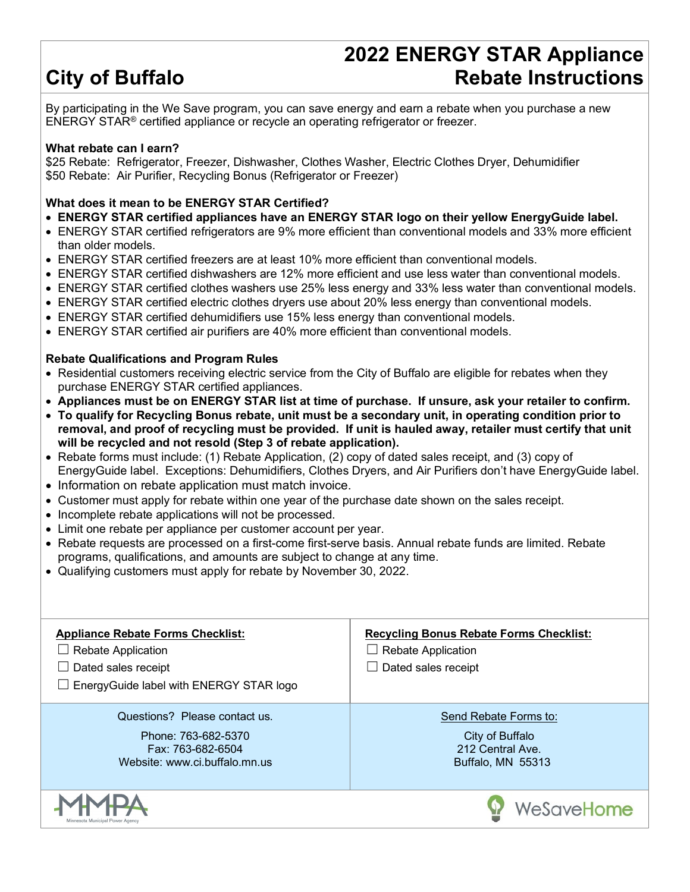# City of Buffalo

# 2022 ENERGY STAR Appliance Rebate Instructions

By participating in the We Save program, you can save energy and earn a rebate when you purchase a new ENERGY STAR® certified appliance or recycle an operating refrigerator or freezer.

**What rebate can I earn?**

$25 Rebate: Refrigerator, Freezer, Dishwasher, Clothes Washer, Electric Clothes Dryer, Dehumidifier
$50 Rebate: Air Purifier, Recycling Bonus (Refrigerator or Freezer)

**What does it mean to be ENERGY STAR Certified?**

- **ENERGY STAR certified appliances have an ENERGY STAR logo on their yellow EnergyGuide label.**
- ENERGY STAR certified refrigerators are 9% more efficient than conventional models and 33% more efficient than older models.
- ENERGY STAR certified freezers are at least 10% more efficient than conventional models.
- ENERGY STAR certified dishwashers are 12% more efficient and use less water than conventional models.
- ENERGY STAR certified clothes washers use 25% less energy and 33% less water than conventional models.
- ENERGY STAR certified electric clothes dryers use about 20% less energy than conventional models.
- ENERGY STAR certified dehumidifiers use 15% less energy than conventional models.
- ENERGY STAR certified air purifiers are 40% more efficient than conventional models.

**Rebate Qualifications and Program Rules**

- Residential customers receiving electric service from the City of Buffalo are eligible for rebates when they purchase ENERGY STAR certified appliances.
- **Appliances must be on ENERGY STAR list at time of purchase. If unsure, ask your retailer to confirm.**
- **To qualify for Recycling Bonus rebate, unit must be a secondary unit, in operating condition prior to removal, and proof of recycling must be provided. If unit is hauled away, retailer must certify that unit will be recycled and not resold (Step 3 of rebate application).**
- Rebate forms must include: (1) Rebate Application, (2) copy of dated sales receipt, and (3) copy of EnergyGuide label. Exceptions: Dehumidifiers, Clothes Dryers, and Air Purifiers don't have EnergyGuide label.
- Information on rebate application must match invoice.
- Customer must apply for rebate within one year of the purchase date shown on the sales receipt.
- Incomplete rebate applications will not be processed.
- Limit one rebate per appliance per customer account per year.
- Rebate requests are processed on a first-come first-serve basis. Annual rebate funds are limited. Rebate programs, qualifications, and amounts are subject to change at any time.
- Qualifying customers must apply for rebate by November 30, 2022.

**Appliance Rebate Forms Checklist:**

- ☐ Rebate Application
- ☐ Dated sales receipt
- ☐ EnergyGuide label with ENERGY STAR logo

**Recycling Bonus Rebate Forms Checklist:**

- ☐ Rebate Application
- ☐ Dated sales receipt

Questions? Please contact us.

Phone: 763-682-5370
Fax: 763-682-6504
Website: www.ci.buffalo.mn.us

Send Rebate Forms to:

City of Buffalo
212 Central Ave.
Buffalo, MN 55313

MMPA Minnesota Municipal Power Agency

WeSaveHome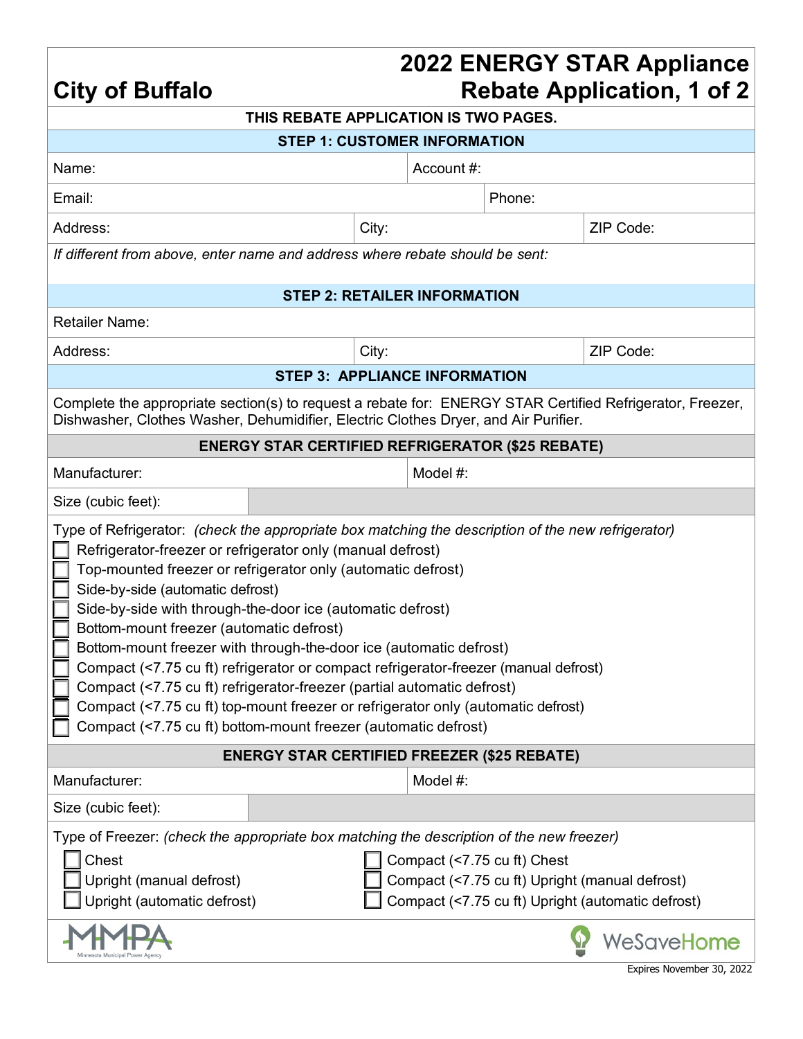# City of Buffalo

# 2022 ENERGY STAR Appliance Rebate Application, 1 of 2

**THIS REBATE APPLICATION IS TWO PAGES.**

## STEP 1: CUSTOMER INFORMATION

| Name: | Account #: | |
|---|---|---|
| Email: | Phone: | |
| Address: | City: | ZIP Code: |

*If different from above, enter name and address where rebate should be sent:*

## STEP 2: RETAILER INFORMATION

| Retailer Name: | | |
|---|---|---|
| Address: | City: | ZIP Code: |

## STEP 3: APPLIANCE INFORMATION

Complete the appropriate section(s) to request a rebate for: ENERGY STAR Certified Refrigerator, Freezer, Dishwasher, Clothes Washer, Dehumidifier, Electric Clothes Dryer, and Air Purifier.

### ENERGY STAR CERTIFIED REFRIGERATOR ($25 REBATE)

| Manufacturer: | Model #: |
|---|---|
| Size (cubic feet): | |

Type of Refrigerator: *(check the appropriate box matching the description of the new refrigerator)*

- ☐ Refrigerator-freezer or refrigerator only (manual defrost)
- ☐ Top-mounted freezer or refrigerator only (automatic defrost)
- ☐ Side-by-side (automatic defrost)
- ☐ Side-by-side with through-the-door ice (automatic defrost)
- ☐ Bottom-mount freezer (automatic defrost)
- ☐ Bottom-mount freezer with through-the-door ice (automatic defrost)
- ☐ Compact (<7.75 cu ft) refrigerator or compact refrigerator-freezer (manual defrost)
- ☐ Compact (<7.75 cu ft) refrigerator-freezer (partial automatic defrost)
- ☐ Compact (<7.75 cu ft) top-mount freezer or refrigerator only (automatic defrost)
- ☐ Compact (<7.75 cu ft) bottom-mount freezer (automatic defrost)

### ENERGY STAR CERTIFIED FREEZER ($25 REBATE)

| Manufacturer: | Model #: |
|---|---|
| Size (cubic feet): | |

Type of Freezer: *(check the appropriate box matching the description of the new freezer)*

- ☐ Chest
- ☐ Upright (manual defrost)
- ☐ Upright (automatic defrost)
- ☐ Compact (<7.75 cu ft) Chest
- ☐ Compact (<7.75 cu ft) Upright (manual defrost)
- ☐ Compact (<7.75 cu ft) Upright (automatic defrost)

MMPA Minnesota Municipal Power Agency

WeSaveHome

Expires November 30, 2022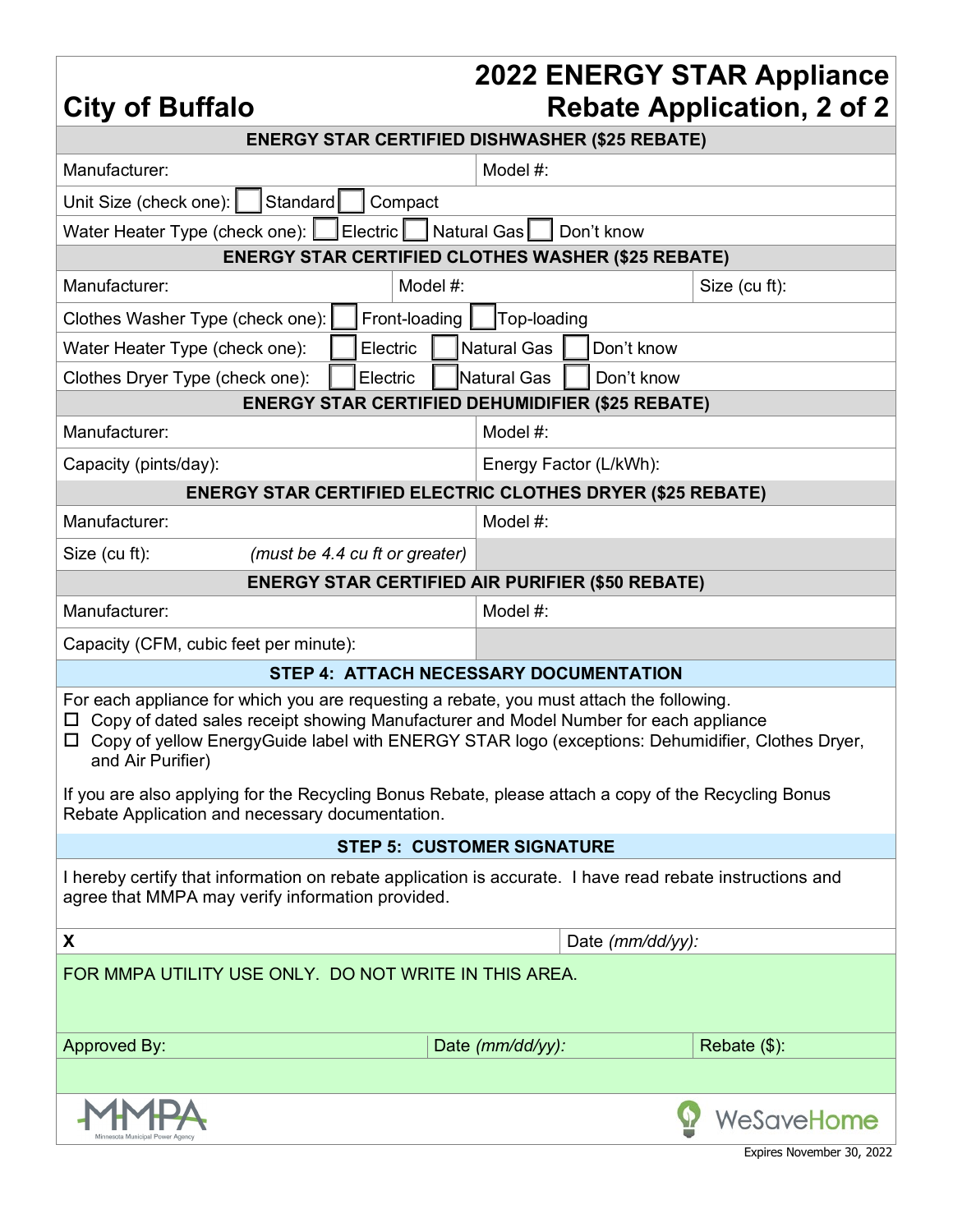# City of Buffalo

# 2022 ENERGY STAR Appliance Rebate Application, 2 of 2

### ENERGY STAR CERTIFIED DISHWASHER ($25 REBATE)

| Manufacturer: | Model #: |
|---|---|

Unit Size (check one): ☐ Standard ☐ Compact

Water Heater Type (check one): ☐ Electric ☐ Natural Gas ☐ Don't know

### ENERGY STAR CERTIFIED CLOTHES WASHER ($25 REBATE)

| Manufacturer: | Model #: | Size (cu ft): |
|---|---|---|

Clothes Washer Type (check one): ☐ Front-loading ☐ Top-loading

Water Heater Type (check one): ☐ Electric ☐ Natural Gas ☐ Don't know

Clothes Dryer Type (check one): ☐ Electric ☐ Natural Gas ☐ Don't know

### ENERGY STAR CERTIFIED DEHUMIDIFIER ($25 REBATE)

| Manufacturer: | Model #: |
|---|---|
| Capacity (pints/day): | Energy Factor (L/kWh): |

### ENERGY STAR CERTIFIED ELECTRIC CLOTHES DRYER ($25 REBATE)

| Manufacturer: | Model #: |
|---|---|
| Size (cu ft): *(must be 4.4 cu ft or greater)* | |

### ENERGY STAR CERTIFIED AIR PURIFIER ($50 REBATE)

| Manufacturer: | Model #: |
|---|---|
| Capacity (CFM, cubic feet per minute): | |

### STEP 4: ATTACH NECESSARY DOCUMENTATION

For each appliance for which you are requesting a rebate, you must attach the following.

- ☐ Copy of dated sales receipt showing Manufacturer and Model Number for each appliance
- ☐ Copy of yellow EnergyGuide label with ENERGY STAR logo (exceptions: Dehumidifier, Clothes Dryer, and Air Purifier)

If you are also applying for the Recycling Bonus Rebate, please attach a copy of the Recycling Bonus Rebate Application and necessary documentation.

### STEP 5: CUSTOMER SIGNATURE

I hereby certify that information on rebate application is accurate. I have read rebate instructions and agree that MMPA may verify information provided.

| X | Date *(mm/dd/yy)*: |
|---|---|

FOR MMPA UTILITY USE ONLY. DO NOT WRITE IN THIS AREA.

| Approved By: | Date *(mm/dd/yy)*: | Rebate ($): |
|---|---|---|

MMPA Minnesota Municipal Power Agency — WeSaveHome

Expires November 30, 2022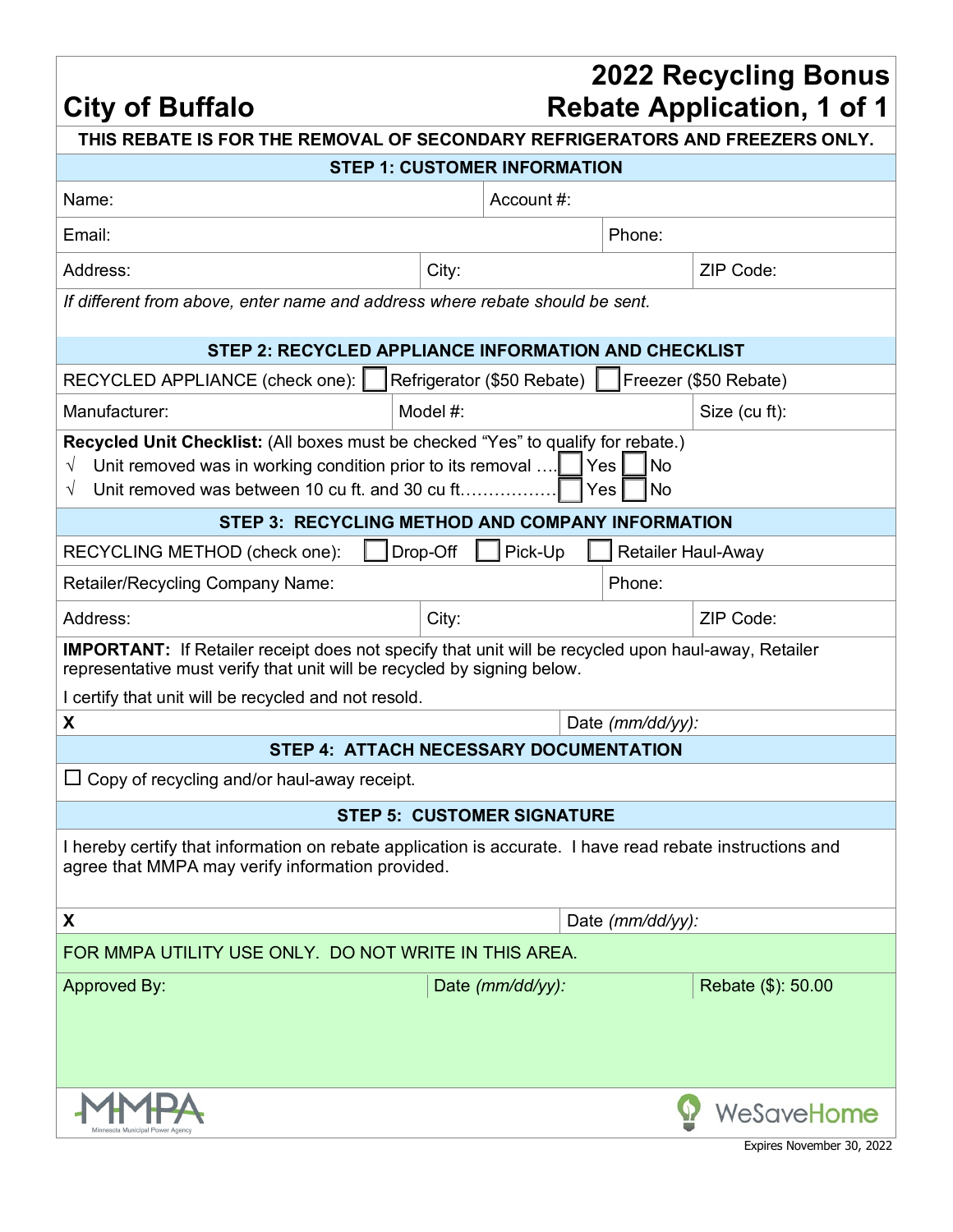# City of Buffalo

# 2022 Recycling Bonus Rebate Application, 1 of 1

**THIS REBATE IS FOR THE REMOVAL OF SECONDARY REFRIGERATORS AND FREEZERS ONLY.**

## STEP 1: CUSTOMER INFORMATION

| | |
|---|---|
| Name: | Account #: |
| Email: | Phone: |

| | | |
|---|---|---|
| Address: | City: | ZIP Code: |

*If different from above, enter name and address where rebate should be sent.*

## STEP 2: RECYCLED APPLIANCE INFORMATION AND CHECKLIST

RECYCLED APPLIANCE (check one): ☐ Refrigerator ($50 Rebate) ☐ Freezer ($50 Rebate)

| | | |
|---|---|---|
| Manufacturer: | Model #: | Size (cu ft): |

**Recycled Unit Checklist:** (All boxes must be checked "Yes" to qualify for rebate.)

- √ Unit removed was in working condition prior to its removal …. ☐ Yes ☐ No
- √ Unit removed was between 10 cu ft. and 30 cu ft……………… ☐ Yes ☐ No

## STEP 3: RECYCLING METHOD AND COMPANY INFORMATION

RECYCLING METHOD (check one): ☐ Drop-Off ☐ Pick-Up ☐ Retailer Haul-Away

| | |
|---|---|
| Retailer/Recycling Company Name: | Phone: |

| | | |
|---|---|---|
| Address: | City: | ZIP Code: |

**IMPORTANT:** If Retailer receipt does not specify that unit will be recycled upon haul-away, Retailer representative must verify that unit will be recycled by signing below.

I certify that unit will be recycled and not resold.

| | |
|---|---|
| X | Date *(mm/dd/yy)*: |

## STEP 4: ATTACH NECESSARY DOCUMENTATION

☐ Copy of recycling and/or haul-away receipt.

## STEP 5: CUSTOMER SIGNATURE

I hereby certify that information on rebate application is accurate. I have read rebate instructions and agree that MMPA may verify information provided.

| | |
|---|---|
| X | Date *(mm/dd/yy)*: |

FOR MMPA UTILITY USE ONLY. DO NOT WRITE IN THIS AREA.

| | | |
|---|---|---|
| Approved By: | Date *(mm/dd/yy)*: | Rebate ($): 50.00 |

MMPA Minnesota Municipal Power Agency

WeSaveHome

Expires November 30, 2022